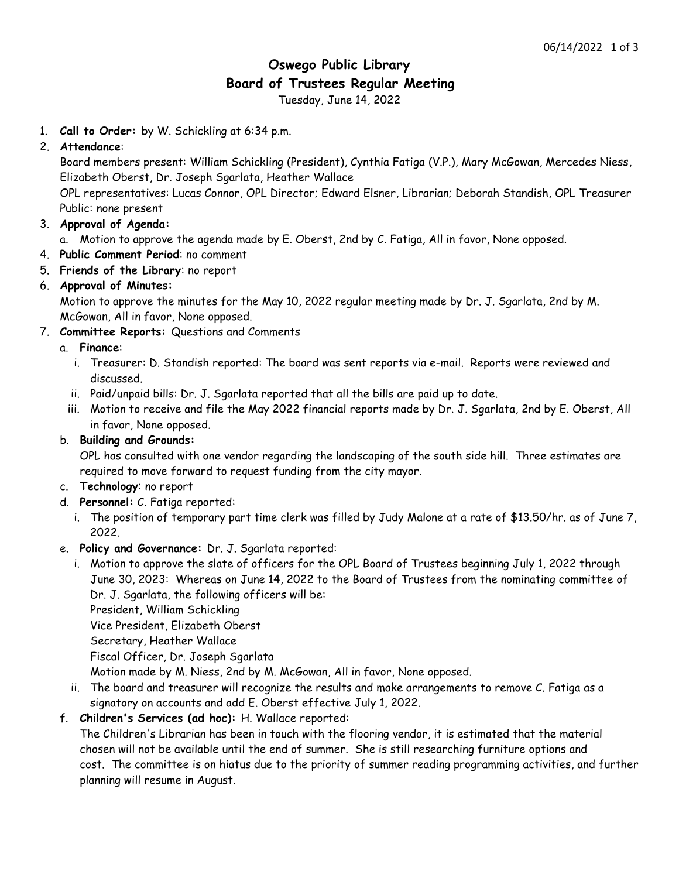# Oswego Public Library
## Board of Trustees Regular Meeting

Tuesday, June 14, 2022

1. **Call to Order:** by W. Schickling at 6:34 p.m.
2. **Attendance**:
   Board members present: William Schickling (President), Cynthia Fatiga (V.P.), Mary McGowan, Mercedes Niess, Elizabeth Oberst, Dr. Joseph Sgarlata, Heather Wallace
   OPL representatives: Lucas Connor, OPL Director; Edward Elsner, Librarian; Deborah Standish, OPL Treasurer
   Public: none present
3. **Approval of Agenda:**
   a. Motion to approve the agenda made by E. Oberst, 2nd by C. Fatiga, All in favor, None opposed.
4. **Public Comment Period**: no comment
5. **Friends of the Library**: no report
6. **Approval of Minutes:**
   Motion to approve the minutes for the May 10, 2022 regular meeting made by Dr. J. Sgarlata, 2nd by M. McGowan, All in favor, None opposed.
7. **Committee Reports:** Questions and Comments
   a. **Finance**:
      i. Treasurer: D. Standish reported: The board was sent reports via e-mail. Reports were reviewed and discussed.
      ii. Paid/unpaid bills: Dr. J. Sgarlata reported that all the bills are paid up to date.
      iii. Motion to receive and file the May 2022 financial reports made by Dr. J. Sgarlata, 2nd by E. Oberst, All in favor, None opposed.

   b. **Building and Grounds:**
      OPL has consulted with one vendor regarding the landscaping of the south side hill. Three estimates are required to move forward to request funding from the city mayor.

   c. **Technology**: no report

   d. **Personnel:** C. Fatiga reported:
      i. The position of temporary part time clerk was filled by Judy Malone at a rate of $13.50/hr. as of June 7, 2022.

   e. **Policy and Governance:** Dr. J. Sgarlata reported:
      i. Motion to approve the slate of officers for the OPL Board of Trustees beginning July 1, 2022 through June 30, 2023: Whereas on June 14, 2022 to the Board of Trustees from the nominating committee of Dr. J. Sgarlata, the following officers will be:
         President, William Schickling
         Vice President, Elizabeth Oberst
         Secretary, Heather Wallace
         Fiscal Officer, Dr. Joseph Sgarlata
         Motion made by M. Niess, 2nd by M. McGowan, All in favor, None opposed.
      ii. The board and treasurer will recognize the results and make arrangements to remove C. Fatiga as a signatory on accounts and add E. Oberst effective July 1, 2022.

   f. **Children's Services (ad hoc):** H. Wallace reported:
      The Children's Librarian has been in touch with the flooring vendor, it is estimated that the material chosen will not be available until the end of summer. She is still researching furniture options and cost. The committee is on hiatus due to the priority of summer reading programming activities, and further planning will resume in August.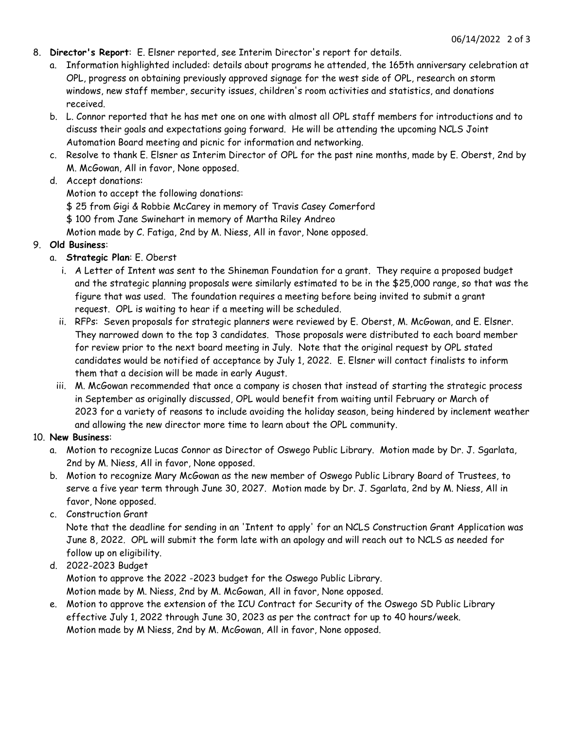8. **Director's Report**: E. Elsner reported, see Interim Director's report for details.
   a. Information highlighted included: details about programs he attended, the 165th anniversary celebration at OPL, progress on obtaining previously approved signage for the west side of OPL, research on storm windows, new staff member, security issues, children's room activities and statistics, and donations received.
   b. L. Connor reported that he has met one on one with almost all OPL staff members for introductions and to discuss their goals and expectations going forward. He will be attending the upcoming NCLS Joint Automation Board meeting and picnic for information and networking.
   c. Resolve to thank E. Elsner as Interim Director of OPL for the past nine months, made by E. Oberst, 2nd by M. McGowan, All in favor, None opposed.
   d. Accept donations:
      Motion to accept the following donations:
      $ 25 from Gigi & Robbie McCarey in memory of Travis Casey Comerford
      $ 100 from Jane Swinehart in memory of Martha Riley Andreo
      Motion made by C. Fatiga, 2nd by M. Niess, All in favor, None opposed.
9. **Old Business**:
   a. **Strategic Plan**: E. Oberst
      i. A Letter of Intent was sent to the Shineman Foundation for a grant. They require a proposed budget and the strategic planning proposals were similarly estimated to be in the $25,000 range, so that was the figure that was used. The foundation requires a meeting before being invited to submit a grant request. OPL is waiting to hear if a meeting will be scheduled.
      ii. RFPs: Seven proposals for strategic planners were reviewed by E. Oberst, M. McGowan, and E. Elsner. They narrowed down to the top 3 candidates. Those proposals were distributed to each board member for review prior to the next board meeting in July. Note that the original request by OPL stated candidates would be notified of acceptance by July 1, 2022. E. Elsner will contact finalists to inform them that a decision will be made in early August.
      iii. M. McGowan recommended that once a company is chosen that instead of starting the strategic process in September as originally discussed, OPL would benefit from waiting until February or March of 2023 for a variety of reasons to include avoiding the holiday season, being hindered by inclement weather and allowing the new director more time to learn about the OPL community.
10. **New Business**:
    a. Motion to recognize Lucas Connor as Director of Oswego Public Library. Motion made by Dr. J. Sgarlata, 2nd by M. Niess, All in favor, None opposed.
    b. Motion to recognize Mary McGowan as the new member of Oswego Public Library Board of Trustees, to serve a five year term through June 30, 2027. Motion made by Dr. J. Sgarlata, 2nd by M. Niess, All in favor, None opposed.
    c. Construction Grant
       Note that the deadline for sending in an 'Intent to apply' for an NCLS Construction Grant Application was June 8, 2022. OPL will submit the form late with an apology and will reach out to NCLS as needed for follow up on eligibility.
    d. 2022-2023 Budget
       Motion to approve the 2022 -2023 budget for the Oswego Public Library.
       Motion made by M. Niess, 2nd by M. McGowan, All in favor, None opposed.
    e. Motion to approve the extension of the ICU Contract for Security of the Oswego SD Public Library effective July 1, 2022 through June 30, 2023 as per the contract for up to 40 hours/week.
       Motion made by M Niess, 2nd by M. McGowan, All in favor, None opposed.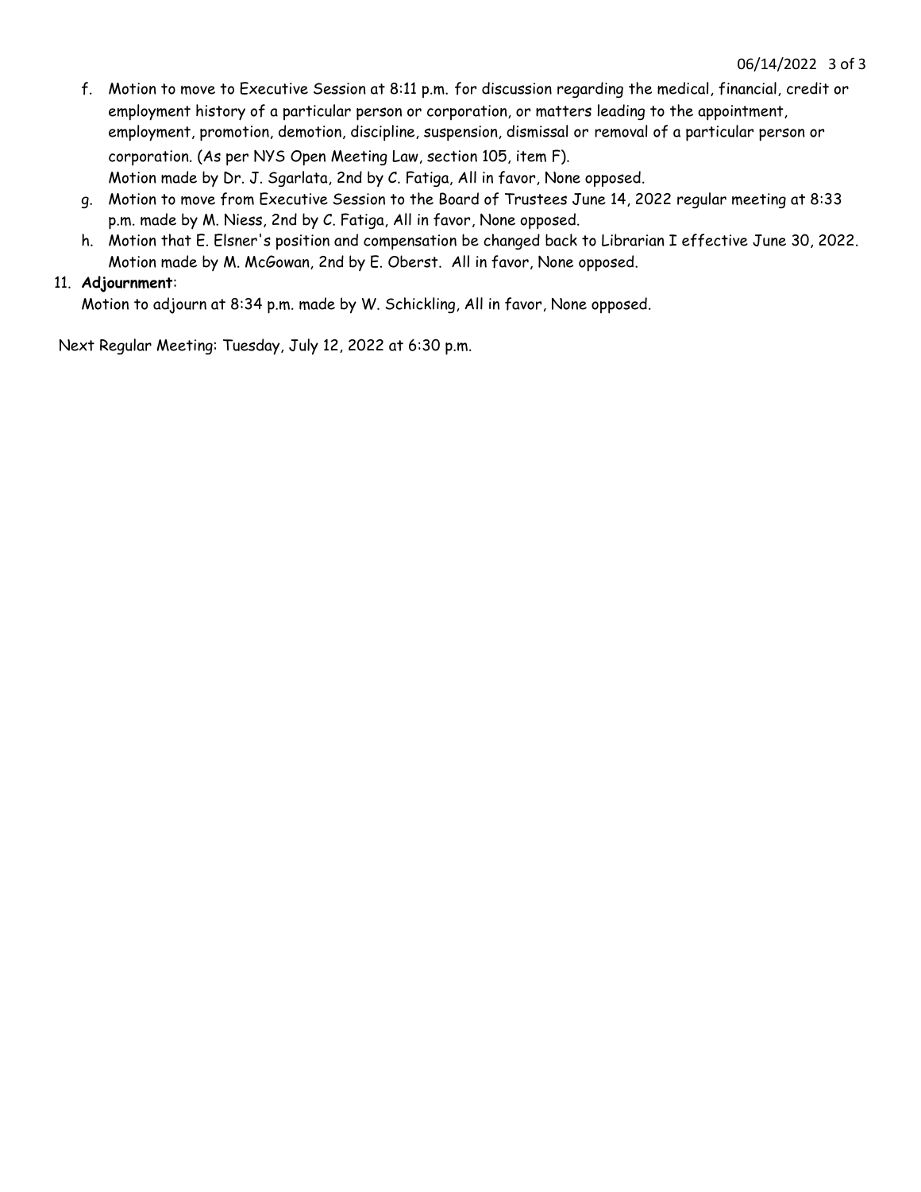f. Motion to move to Executive Session at 8:11 p.m. for discussion regarding the medical, financial, credit or employment history of a particular person or corporation, or matters leading to the appointment, employment, promotion, demotion, discipline, suspension, dismissal or removal of a particular person or corporation. (As per NYS Open Meeting Law, section 105, item F).
   Motion made by Dr. J. Sgarlata, 2nd by C. Fatiga, All in favor, None opposed.
g. Motion to move from Executive Session to the Board of Trustees June 14, 2022 regular meeting at 8:33 p.m. made by M. Niess, 2nd by C. Fatiga, All in favor, None opposed.
h. Motion that E. Elsner's position and compensation be changed back to Librarian I effective June 30, 2022. Motion made by M. McGowan, 2nd by E. Oberst. All in favor, None opposed.

11. **Adjournment**:
    Motion to adjourn at 8:34 p.m. made by W. Schickling, All in favor, None opposed.

Next Regular Meeting: Tuesday, July 12, 2022 at 6:30 p.m.